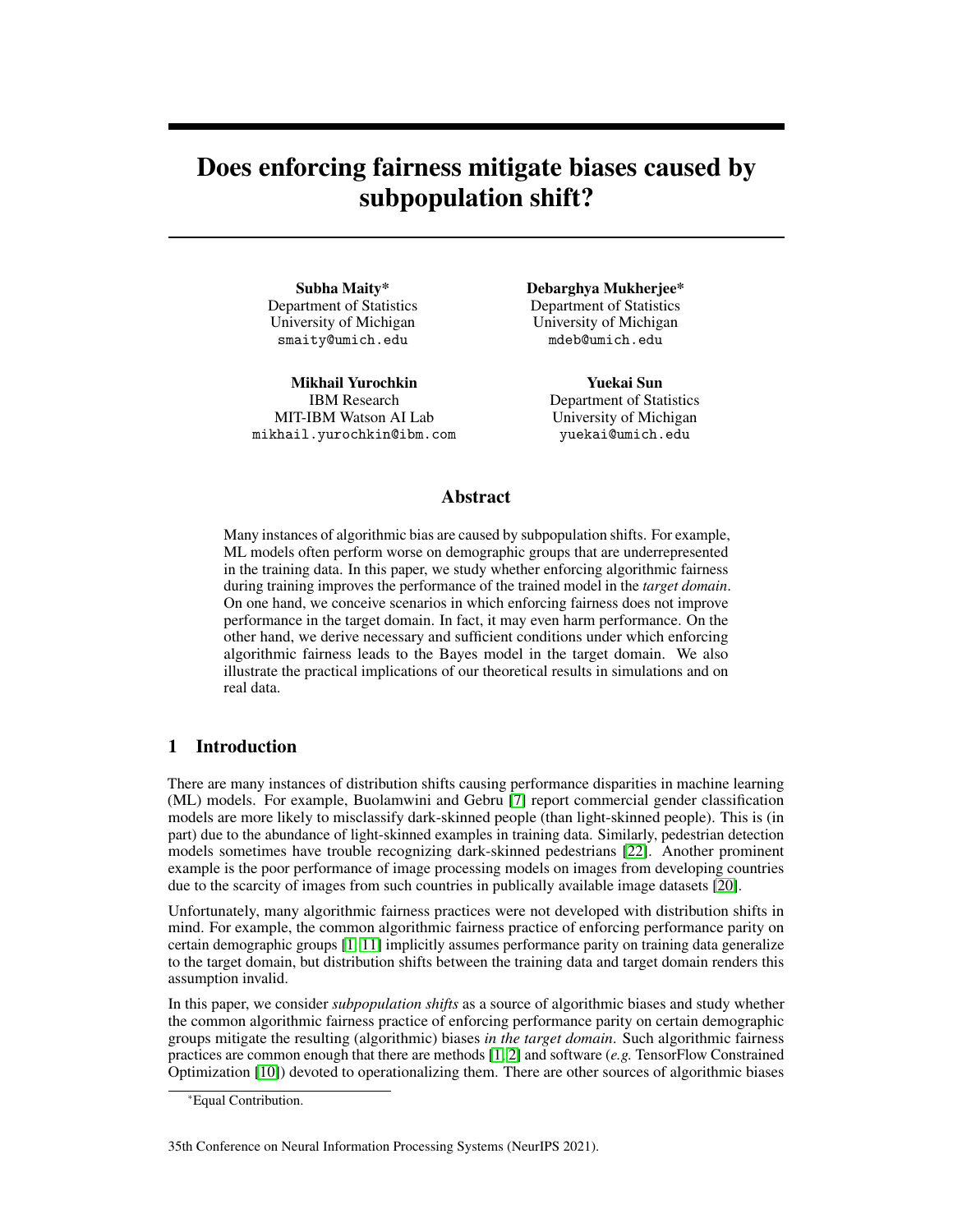# Does enforcing fairness mitigate biases caused by subpopulation shift?

**Subha Maity***
Department of Statistics
University of Michigan
smaity@umich.edu

**Debarghya Mukherjee***
Department of Statistics
University of Michigan
mdeb@umich.edu

**Mikhail Yurochkin**
IBM Research
MIT-IBM Watson AI Lab
mikhail.yurochkin@ibm.com

**Yuekai Sun**
Department of Statistics
University of Michigan
yuekai@umich.edu

## Abstract

Many instances of algorithmic bias are caused by subpopulation shifts. For example, ML models often perform worse on demographic groups that are underrepresented in the training data. In this paper, we study whether enforcing algorithmic fairness during training improves the performance of the trained model in the *target domain*. On one hand, we conceive scenarios in which enforcing fairness does not improve performance in the target domain. In fact, it may even harm performance. On the other hand, we derive necessary and sufficient conditions under which enforcing algorithmic fairness leads to the Bayes model in the target domain. We also illustrate the practical implications of our theoretical results in simulations and on real data.

## 1 Introduction

There are many instances of distribution shifts causing performance disparities in machine learning (ML) models. For example, Buolamwini and Gebru [7] report commercial gender classification models are more likely to misclassify dark-skinned people (than light-skinned people). This is (in part) due to the abundance of light-skinned examples in training data. Similarly, pedestrian detection models sometimes have trouble recognizing dark-skinned pedestrians [22]. Another prominent example is the poor performance of image processing models on images from developing countries due to the scarcity of images from such countries in publically available image datasets [20].

Unfortunately, many algorithmic fairness practices were not developed with distribution shifts in mind. For example, the common algorithmic fairness practice of enforcing performance parity on certain demographic groups [1, 11] implicitly assumes performance parity on training data generalize to the target domain, but distribution shifts between the training data and target domain renders this assumption invalid.

In this paper, we consider *subpopulation shifts* as a source of algorithmic biases and study whether the common algorithmic fairness practice of enforcing performance parity on certain demographic groups mitigate the resulting (algorithmic) biases *in the target domain*. Such algorithmic fairness practices are common enough that there are methods [1, 2] and software (*e.g.* TensorFlow Constrained Optimization [10]) devoted to operationalizing them. There are other sources of algorithmic biases

*Equal Contribution.

35th Conference on Neural Information Processing Systems (NeurIPS 2021).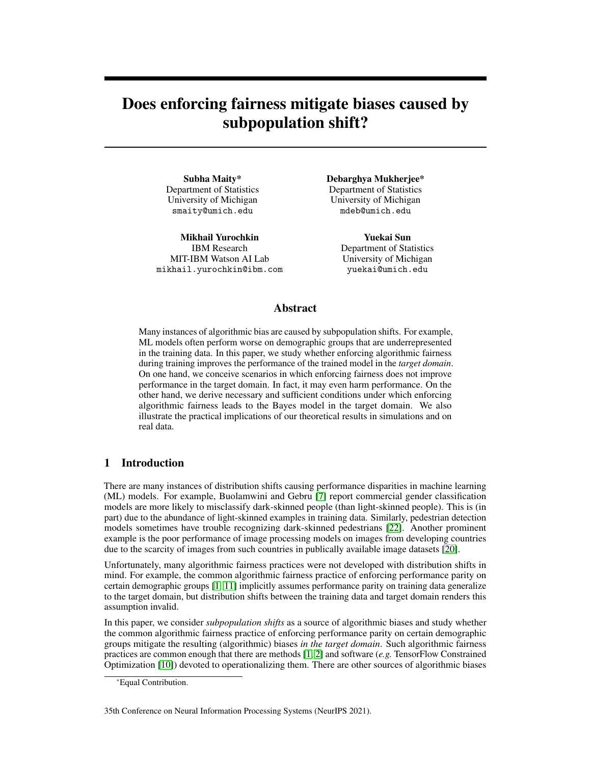# Does enforcing fairness mitigate biases caused by subpopulation shift?

**Subha Maity***
Department of Statistics
University of Michigan
smaity@umich.edu

**Debarghya Mukherjee***
Department of Statistics
University of Michigan
mdeb@umich.edu

**Mikhail Yurochkin**
IBM Research
MIT-IBM Watson AI Lab
mikhail.yurochkin@ibm.com

**Yuekai Sun**
Department of Statistics
University of Michigan
yuekai@umich.edu

## Abstract

Many instances of algorithmic bias are caused by subpopulation shifts. For example, ML models often perform worse on demographic groups that are underrepresented in the training data. In this paper, we study whether enforcing algorithmic fairness during training improves the performance of the trained model in the *target domain*. On one hand, we conceive scenarios in which enforcing fairness does not improve performance in the target domain. In fact, it may even harm performance. On the other hand, we derive necessary and sufficient conditions under which enforcing algorithmic fairness leads to the Bayes model in the target domain. We also illustrate the practical implications of our theoretical results in simulations and on real data.

## 1 Introduction

There are many instances of distribution shifts causing performance disparities in machine learning (ML) models. For example, Buolamwini and Gebru [7] report commercial gender classification models are more likely to misclassify dark-skinned people (than light-skinned people). This is (in part) due to the abundance of light-skinned examples in training data. Similarly, pedestrian detection models sometimes have trouble recognizing dark-skinned pedestrians [22]. Another prominent example is the poor performance of image processing models on images from developing countries due to the scarcity of images from such countries in publically available image datasets [20].

Unfortunately, many algorithmic fairness practices were not developed with distribution shifts in mind. For example, the common algorithmic fairness practice of enforcing performance parity on certain demographic groups [1, 11] implicitly assumes performance parity on training data generalize to the target domain, but distribution shifts between the training data and target domain renders this assumption invalid.

In this paper, we consider *subpopulation shifts* as a source of algorithmic biases and study whether the common algorithmic fairness practice of enforcing performance parity on certain demographic groups mitigate the resulting (algorithmic) biases *in the target domain*. Such algorithmic fairness practices are common enough that there are methods [1, 2] and software (*e.g.* TensorFlow Constrained Optimization [10]) devoted to operationalizing them. There are other sources of algorithmic biases

*Equal Contribution.

35th Conference on Neural Information Processing Systems (NeurIPS 2021).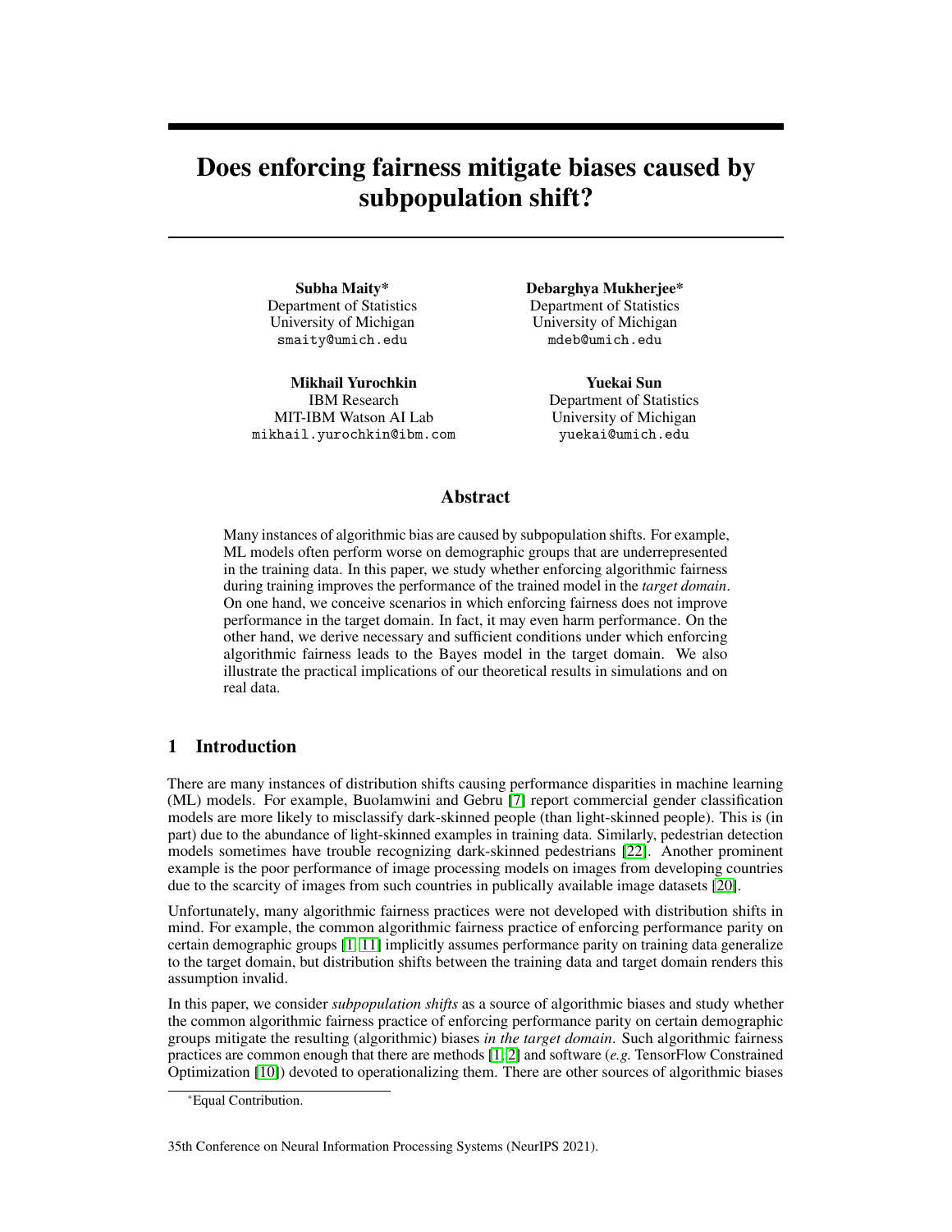# Does enforcing fairness mitigate biases caused by subpopulation shift?

**Subha Maity***
Department of Statistics
University of Michigan
smaity@umich.edu

**Debarghya Mukherjee***
Department of Statistics
University of Michigan
mdeb@umich.edu

**Mikhail Yurochkin**
IBM Research
MIT-IBM Watson AI Lab
mikhail.yurochkin@ibm.com

**Yuekai Sun**
Department of Statistics
University of Michigan
yuekai@umich.edu

## Abstract

Many instances of algorithmic bias are caused by subpopulation shifts. For example, ML models often perform worse on demographic groups that are underrepresented in the training data. In this paper, we study whether enforcing algorithmic fairness during training improves the performance of the trained model in the *target domain*. On one hand, we conceive scenarios in which enforcing fairness does not improve performance in the target domain. In fact, it may even harm performance. On the other hand, we derive necessary and sufficient conditions under which enforcing algorithmic fairness leads to the Bayes model in the target domain. We also illustrate the practical implications of our theoretical results in simulations and on real data.

## 1 Introduction

There are many instances of distribution shifts causing performance disparities in machine learning (ML) models. For example, Buolamwini and Gebru [7] report commercial gender classification models are more likely to misclassify dark-skinned people (than light-skinned people). This is (in part) due to the abundance of light-skinned examples in training data. Similarly, pedestrian detection models sometimes have trouble recognizing dark-skinned pedestrians [22]. Another prominent example is the poor performance of image processing models on images from developing countries due to the scarcity of images from such countries in publically available image datasets [20].

Unfortunately, many algorithmic fairness practices were not developed with distribution shifts in mind. For example, the common algorithmic fairness practice of enforcing performance parity on certain demographic groups [1, 11] implicitly assumes performance parity on training data generalize to the target domain, but distribution shifts between the training data and target domain renders this assumption invalid.

In this paper, we consider *subpopulation shifts* as a source of algorithmic biases and study whether the common algorithmic fairness practice of enforcing performance parity on certain demographic groups mitigate the resulting (algorithmic) biases *in the target domain*. Such algorithmic fairness practices are common enough that there are methods [1, 2] and software (*e.g.* TensorFlow Constrained Optimization [10]) devoted to operationalizing them. There are other sources of algorithmic biases

*Equal Contribution.

35th Conference on Neural Information Processing Systems (NeurIPS 2021).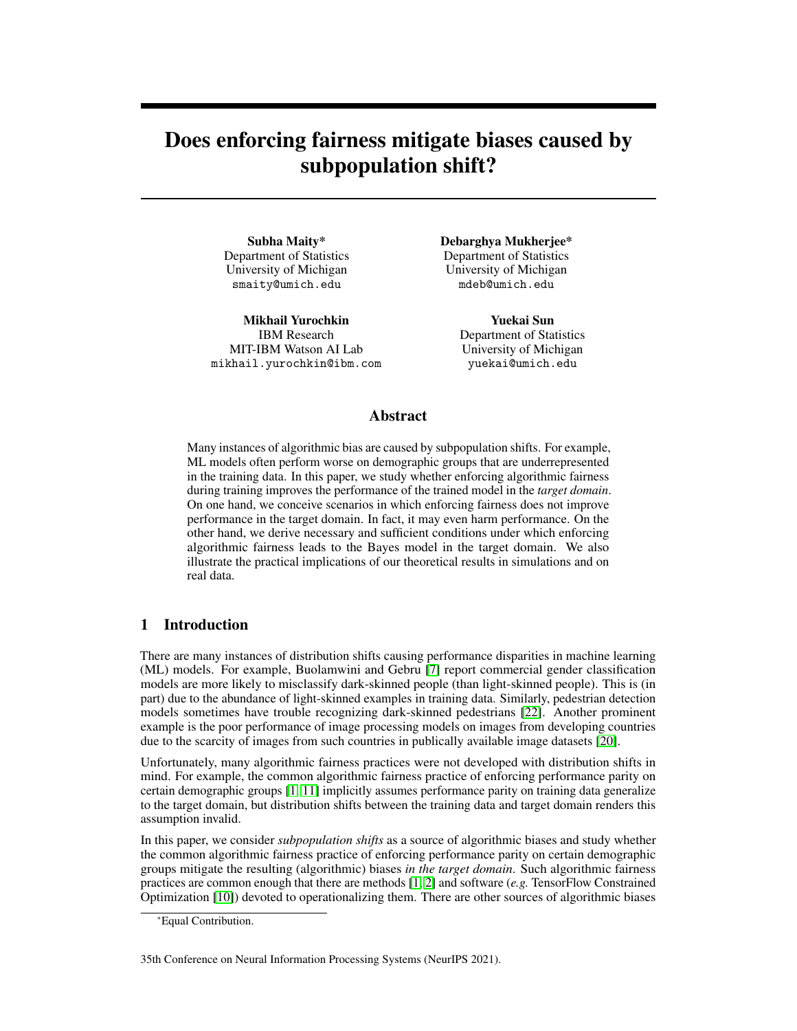# Does enforcing fairness mitigate biases caused by subpopulation shift?

**Subha Maity***
Department of Statistics
University of Michigan
smaity@umich.edu

**Debarghya Mukherjee***
Department of Statistics
University of Michigan
mdeb@umich.edu

**Mikhail Yurochkin**
IBM Research
MIT-IBM Watson AI Lab
mikhail.yurochkin@ibm.com

**Yuekai Sun**
Department of Statistics
University of Michigan
yuekai@umich.edu

## Abstract

Many instances of algorithmic bias are caused by subpopulation shifts. For example, ML models often perform worse on demographic groups that are underrepresented in the training data. In this paper, we study whether enforcing algorithmic fairness during training improves the performance of the trained model in the *target domain*. On one hand, we conceive scenarios in which enforcing fairness does not improve performance in the target domain. In fact, it may even harm performance. On the other hand, we derive necessary and sufficient conditions under which enforcing algorithmic fairness leads to the Bayes model in the target domain. We also illustrate the practical implications of our theoretical results in simulations and on real data.

## 1 Introduction

There are many instances of distribution shifts causing performance disparities in machine learning (ML) models. For example, Buolamwini and Gebru [7] report commercial gender classification models are more likely to misclassify dark-skinned people (than light-skinned people). This is (in part) due to the abundance of light-skinned examples in training data. Similarly, pedestrian detection models sometimes have trouble recognizing dark-skinned pedestrians [22]. Another prominent example is the poor performance of image processing models on images from developing countries due to the scarcity of images from such countries in publically available image datasets [20].

Unfortunately, many algorithmic fairness practices were not developed with distribution shifts in mind. For example, the common algorithmic fairness practice of enforcing performance parity on certain demographic groups [1, 11] implicitly assumes performance parity on training data generalize to the target domain, but distribution shifts between the training data and target domain renders this assumption invalid.

In this paper, we consider *subpopulation shifts* as a source of algorithmic biases and study whether the common algorithmic fairness practice of enforcing performance parity on certain demographic groups mitigate the resulting (algorithmic) biases *in the target domain*. Such algorithmic fairness practices are common enough that there are methods [1, 2] and software (*e.g.* TensorFlow Constrained Optimization [10]) devoted to operationalizing them. There are other sources of algorithmic biases

*Equal Contribution.

35th Conference on Neural Information Processing Systems (NeurIPS 2021).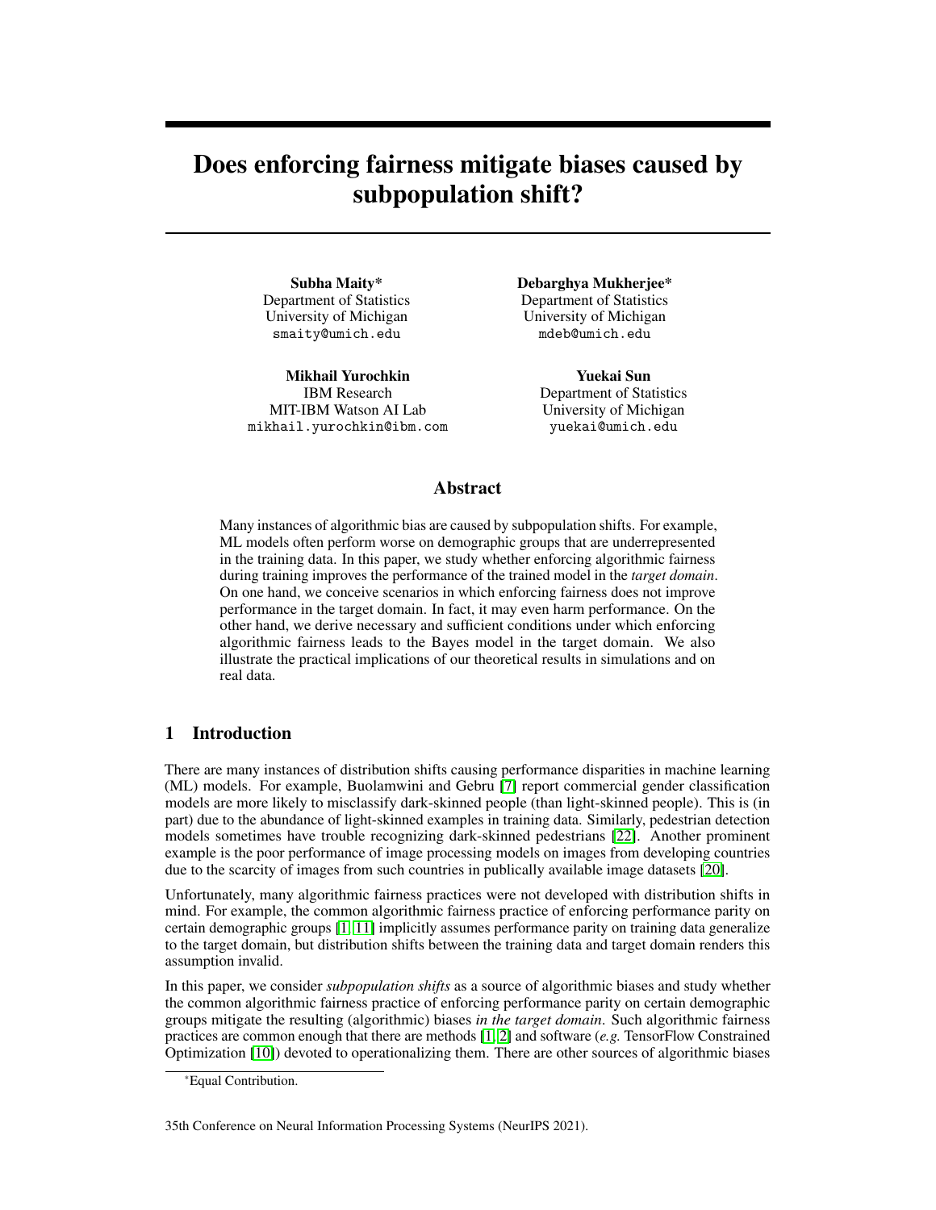# Does enforcing fairness mitigate biases caused by subpopulation shift?

**Subha Maity***
Department of Statistics
University of Michigan
smaity@umich.edu

**Debarghya Mukherjee***
Department of Statistics
University of Michigan
mdeb@umich.edu

**Mikhail Yurochkin**
IBM Research
MIT-IBM Watson AI Lab
mikhail.yurochkin@ibm.com

**Yuekai Sun**
Department of Statistics
University of Michigan
yuekai@umich.edu

## Abstract

Many instances of algorithmic bias are caused by subpopulation shifts. For example, ML models often perform worse on demographic groups that are underrepresented in the training data. In this paper, we study whether enforcing algorithmic fairness during training improves the performance of the trained model in the *target domain*. On one hand, we conceive scenarios in which enforcing fairness does not improve performance in the target domain. In fact, it may even harm performance. On the other hand, we derive necessary and sufficient conditions under which enforcing algorithmic fairness leads to the Bayes model in the target domain. We also illustrate the practical implications of our theoretical results in simulations and on real data.

## 1 Introduction

There are many instances of distribution shifts causing performance disparities in machine learning (ML) models. For example, Buolamwini and Gebru [7] report commercial gender classification models are more likely to misclassify dark-skinned people (than light-skinned people). This is (in part) due to the abundance of light-skinned examples in training data. Similarly, pedestrian detection models sometimes have trouble recognizing dark-skinned pedestrians [22]. Another prominent example is the poor performance of image processing models on images from developing countries due to the scarcity of images from such countries in publically available image datasets [20].

Unfortunately, many algorithmic fairness practices were not developed with distribution shifts in mind. For example, the common algorithmic fairness practice of enforcing performance parity on certain demographic groups [1, 11] implicitly assumes performance parity on training data generalize to the target domain, but distribution shifts between the training data and target domain renders this assumption invalid.

In this paper, we consider *subpopulation shifts* as a source of algorithmic biases and study whether the common algorithmic fairness practice of enforcing performance parity on certain demographic groups mitigate the resulting (algorithmic) biases *in the target domain*. Such algorithmic fairness practices are common enough that there are methods [1, 2] and software (*e.g.* TensorFlow Constrained Optimization [10]) devoted to operationalizing them. There are other sources of algorithmic biases

*Equal Contribution.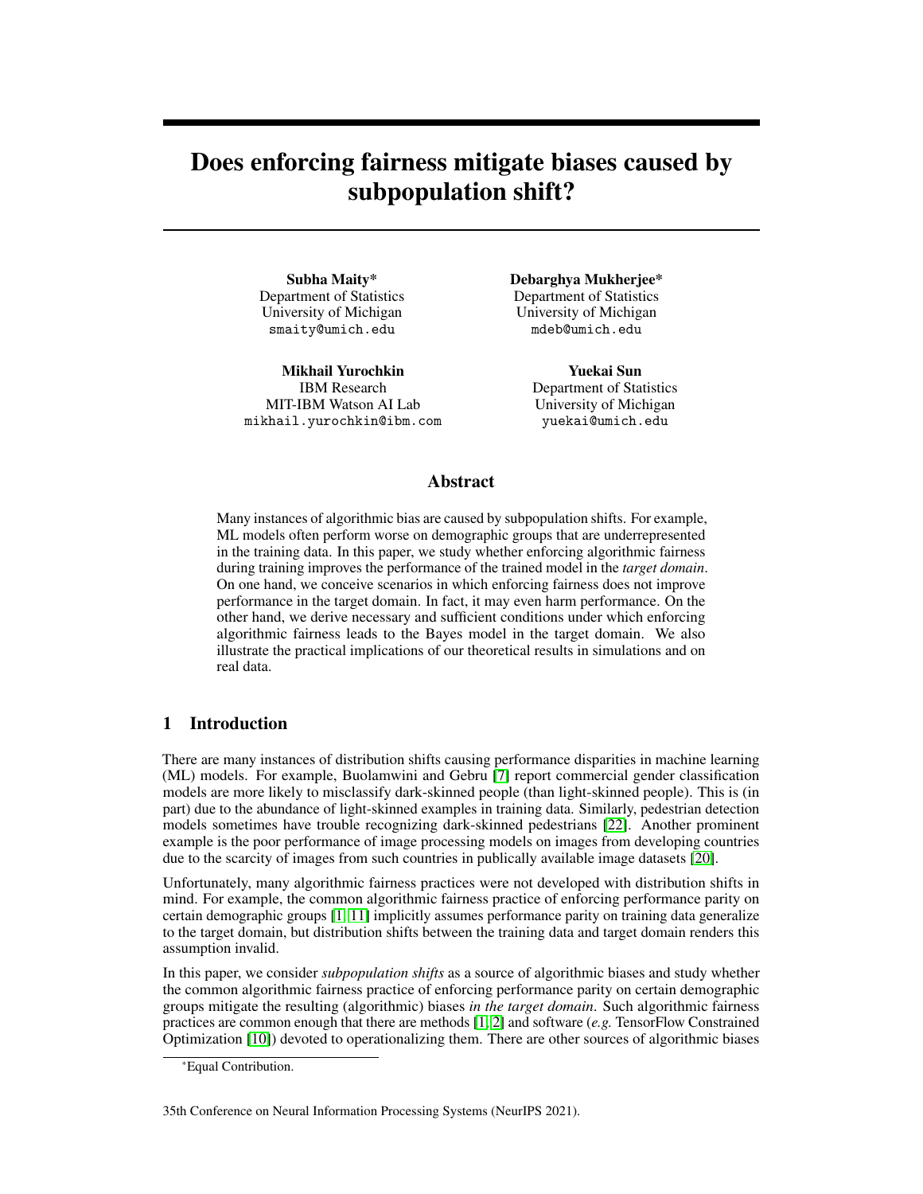# Does enforcing fairness mitigate biases caused by subpopulation shift?

**Subha Maity***
Department of Statistics
University of Michigan
smaity@umich.edu

**Debarghya Mukherjee***
Department of Statistics
University of Michigan
mdeb@umich.edu

**Mikhail Yurochkin**
IBM Research
MIT-IBM Watson AI Lab
mikhail.yurochkin@ibm.com

**Yuekai Sun**
Department of Statistics
University of Michigan
yuekai@umich.edu

## Abstract

Many instances of algorithmic bias are caused by subpopulation shifts. For example, ML models often perform worse on demographic groups that are underrepresented in the training data. In this paper, we study whether enforcing algorithmic fairness during training improves the performance of the trained model in the *target domain*. On one hand, we conceive scenarios in which enforcing fairness does not improve performance in the target domain. In fact, it may even harm performance. On the other hand, we derive necessary and sufficient conditions under which enforcing algorithmic fairness leads to the Bayes model in the target domain. We also illustrate the practical implications of our theoretical results in simulations and on real data.

## 1 Introduction

There are many instances of distribution shifts causing performance disparities in machine learning (ML) models. For example, Buolamwini and Gebru [7] report commercial gender classification models are more likely to misclassify dark-skinned people (than light-skinned people). This is (in part) due to the abundance of light-skinned examples in training data. Similarly, pedestrian detection models sometimes have trouble recognizing dark-skinned pedestrians [22]. Another prominent example is the poor performance of image processing models on images from developing countries due to the scarcity of images from such countries in publically available image datasets [20].

Unfortunately, many algorithmic fairness practices were not developed with distribution shifts in mind. For example, the common algorithmic fairness practice of enforcing performance parity on certain demographic groups [1, 11] implicitly assumes performance parity on training data generalize to the target domain, but distribution shifts between the training data and target domain renders this assumption invalid.

In this paper, we consider *subpopulation shifts* as a source of algorithmic biases and study whether the common algorithmic fairness practice of enforcing performance parity on certain demographic groups mitigate the resulting (algorithmic) biases *in the target domain*. Such algorithmic fairness practices are common enough that there are methods [1, 2] and software (*e.g.* TensorFlow Constrained Optimization [10]) devoted to operationalizing them. There are other sources of algorithmic biases

*Equal Contribution.

35th Conference on Neural Information Processing Systems (NeurIPS 2021).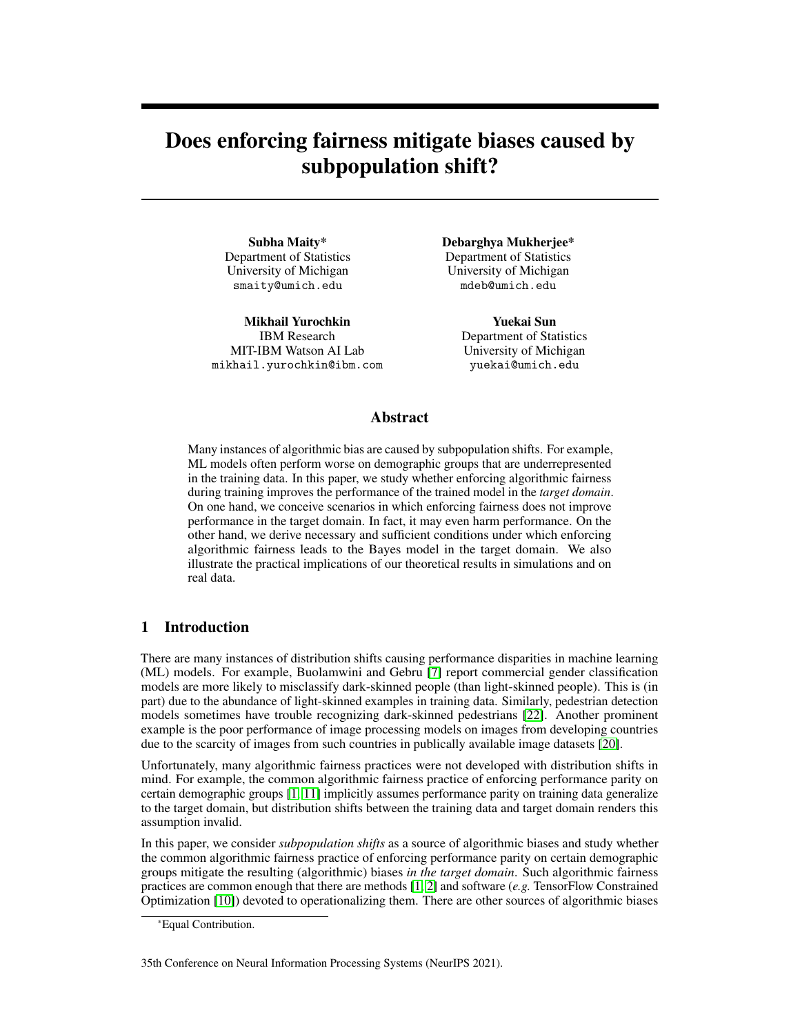# Does enforcing fairness mitigate biases caused by subpopulation shift?

**Subha Maity***
Department of Statistics
University of Michigan
smaity@umich.edu

**Debarghya Mukherjee***
Department of Statistics
University of Michigan
mdeb@umich.edu

**Mikhail Yurochkin**
IBM Research
MIT-IBM Watson AI Lab
mikhail.yurochkin@ibm.com

**Yuekai Sun**
Department of Statistics
University of Michigan
yuekai@umich.edu

## Abstract

Many instances of algorithmic bias are caused by subpopulation shifts. For example, ML models often perform worse on demographic groups that are underrepresented in the training data. In this paper, we study whether enforcing algorithmic fairness during training improves the performance of the trained model in the *target domain*. On one hand, we conceive scenarios in which enforcing fairness does not improve performance in the target domain. In fact, it may even harm performance. On the other hand, we derive necessary and sufficient conditions under which enforcing algorithmic fairness leads to the Bayes model in the target domain. We also illustrate the practical implications of our theoretical results in simulations and on real data.

## 1 Introduction

There are many instances of distribution shifts causing performance disparities in machine learning (ML) models. For example, Buolamwini and Gebru [7] report commercial gender classification models are more likely to misclassify dark-skinned people (than light-skinned people). This is (in part) due to the abundance of light-skinned examples in training data. Similarly, pedestrian detection models sometimes have trouble recognizing dark-skinned pedestrians [22]. Another prominent example is the poor performance of image processing models on images from developing countries due to the scarcity of images from such countries in publically available image datasets [20].

Unfortunately, many algorithmic fairness practices were not developed with distribution shifts in mind. For example, the common algorithmic fairness practice of enforcing performance parity on certain demographic groups [1, 11] implicitly assumes performance parity on training data generalize to the target domain, but distribution shifts between the training data and target domain renders this assumption invalid.

In this paper, we consider *subpopulation shifts* as a source of algorithmic biases and study whether the common algorithmic fairness practice of enforcing performance parity on certain demographic groups mitigate the resulting (algorithmic) biases *in the target domain*. Such algorithmic fairness practices are common enough that there are methods [1, 2] and software (*e.g.* TensorFlow Constrained Optimization [10]) devoted to operationalizing them. There are other sources of algorithmic biases

*Equal Contribution.

35th Conference on Neural Information Processing Systems (NeurIPS 2021).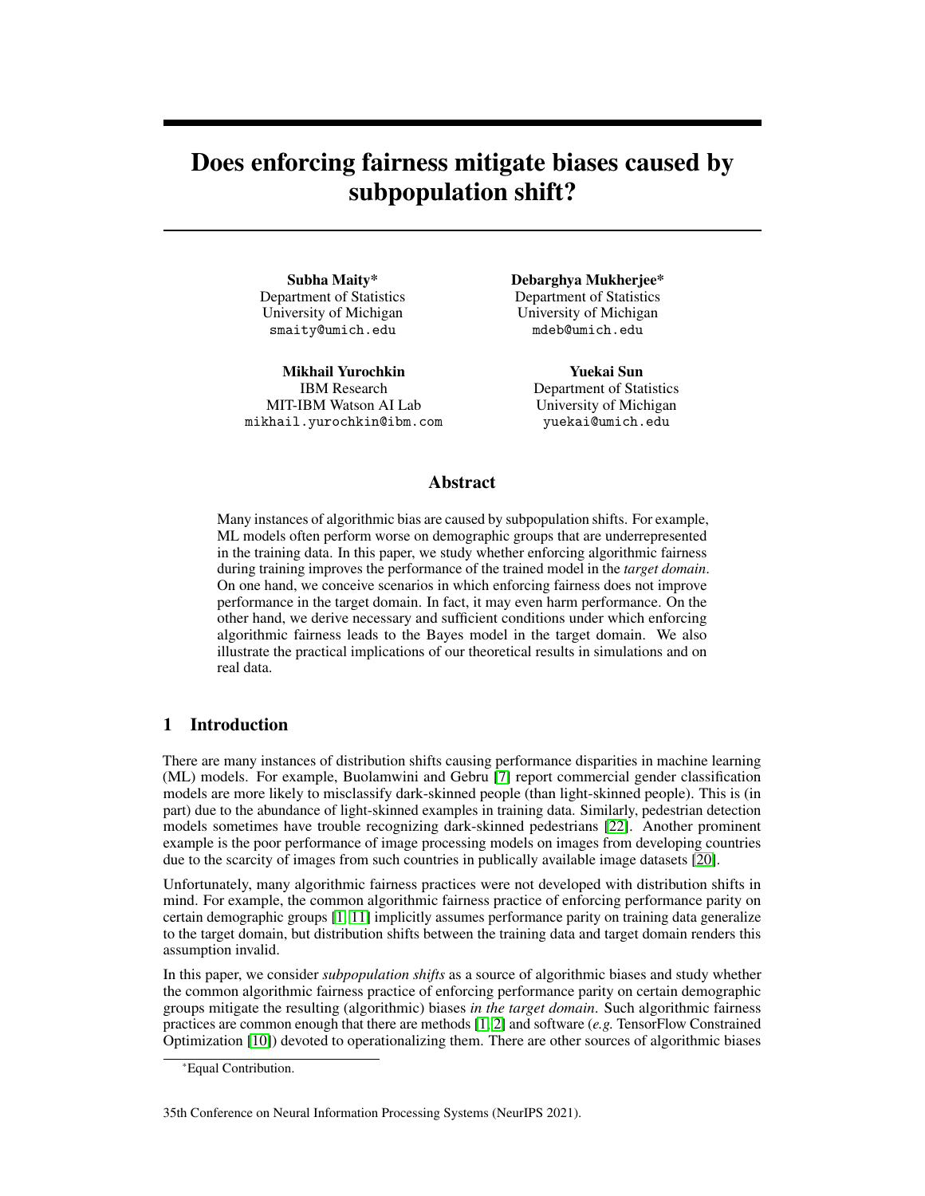# Does enforcing fairness mitigate biases caused by subpopulation shift?

**Subha Maity***
Department of Statistics
University of Michigan
smaity@umich.edu

**Debarghya Mukherjee***
Department of Statistics
University of Michigan
mdeb@umich.edu

**Mikhail Yurochkin**
IBM Research
MIT-IBM Watson AI Lab
mikhail.yurochkin@ibm.com

**Yuekai Sun**
Department of Statistics
University of Michigan
yuekai@umich.edu

## Abstract

Many instances of algorithmic bias are caused by subpopulation shifts. For example, ML models often perform worse on demographic groups that are underrepresented in the training data. In this paper, we study whether enforcing algorithmic fairness during training improves the performance of the trained model in the *target domain*. On one hand, we conceive scenarios in which enforcing fairness does not improve performance in the target domain. In fact, it may even harm performance. On the other hand, we derive necessary and sufficient conditions under which enforcing algorithmic fairness leads to the Bayes model in the target domain. We also illustrate the practical implications of our theoretical results in simulations and on real data.

## 1 Introduction

There are many instances of distribution shifts causing performance disparities in machine learning (ML) models. For example, Buolamwini and Gebru [7] report commercial gender classification models are more likely to misclassify dark-skinned people (than light-skinned people). This is (in part) due to the abundance of light-skinned examples in training data. Similarly, pedestrian detection models sometimes have trouble recognizing dark-skinned pedestrians [22]. Another prominent example is the poor performance of image processing models on images from developing countries due to the scarcity of images from such countries in publically available image datasets [20].

Unfortunately, many algorithmic fairness practices were not developed with distribution shifts in mind. For example, the common algorithmic fairness practice of enforcing performance parity on certain demographic groups [1, 11] implicitly assumes performance parity on training data generalize to the target domain, but distribution shifts between the training data and target domain renders this assumption invalid.

In this paper, we consider *subpopulation shifts* as a source of algorithmic biases and study whether the common algorithmic fairness practice of enforcing performance parity on certain demographic groups mitigate the resulting (algorithmic) biases *in the target domain*. Such algorithmic fairness practices are common enough that there are methods [1, 2] and software (*e.g.* TensorFlow Constrained Optimization [10]) devoted to operationalizing them. There are other sources of algorithmic biases

*Equal Contribution.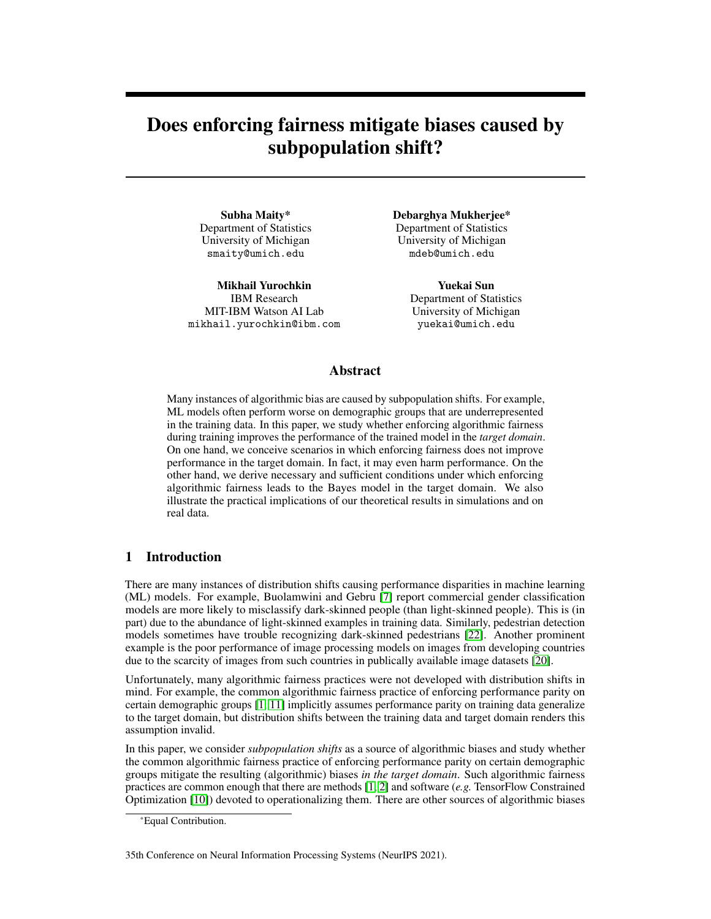# Does enforcing fairness mitigate biases caused by subpopulation shift?

**Subha Maity***
Department of Statistics
University of Michigan
smaity@umich.edu

**Debarghya Mukherjee***
Department of Statistics
University of Michigan
mdeb@umich.edu

**Mikhail Yurochkin**
IBM Research
MIT-IBM Watson AI Lab
mikhail.yurochkin@ibm.com

**Yuekai Sun**
Department of Statistics
University of Michigan
yuekai@umich.edu

## Abstract

Many instances of algorithmic bias are caused by subpopulation shifts. For example, ML models often perform worse on demographic groups that are underrepresented in the training data. In this paper, we study whether enforcing algorithmic fairness during training improves the performance of the trained model in the *target domain*. On one hand, we conceive scenarios in which enforcing fairness does not improve performance in the target domain. In fact, it may even harm performance. On the other hand, we derive necessary and sufficient conditions under which enforcing algorithmic fairness leads to the Bayes model in the target domain. We also illustrate the practical implications of our theoretical results in simulations and on real data.

## 1 Introduction

There are many instances of distribution shifts causing performance disparities in machine learning (ML) models. For example, Buolamwini and Gebru [7] report commercial gender classification models are more likely to misclassify dark-skinned people (than light-skinned people). This is (in part) due to the abundance of light-skinned examples in training data. Similarly, pedestrian detection models sometimes have trouble recognizing dark-skinned pedestrians [22]. Another prominent example is the poor performance of image processing models on images from developing countries due to the scarcity of images from such countries in publically available image datasets [20].

Unfortunately, many algorithmic fairness practices were not developed with distribution shifts in mind. For example, the common algorithmic fairness practice of enforcing performance parity on certain demographic groups [1, 11] implicitly assumes performance parity on training data generalize to the target domain, but distribution shifts between the training data and target domain renders this assumption invalid.

In this paper, we consider *subpopulation shifts* as a source of algorithmic biases and study whether the common algorithmic fairness practice of enforcing performance parity on certain demographic groups mitigate the resulting (algorithmic) biases *in the target domain*. Such algorithmic fairness practices are common enough that there are methods [1, 2] and software (*e.g.* TensorFlow Constrained Optimization [10]) devoted to operationalizing them. There are other sources of algorithmic biases

*Equal Contribution.

35th Conference on Neural Information Processing Systems (NeurIPS 2021).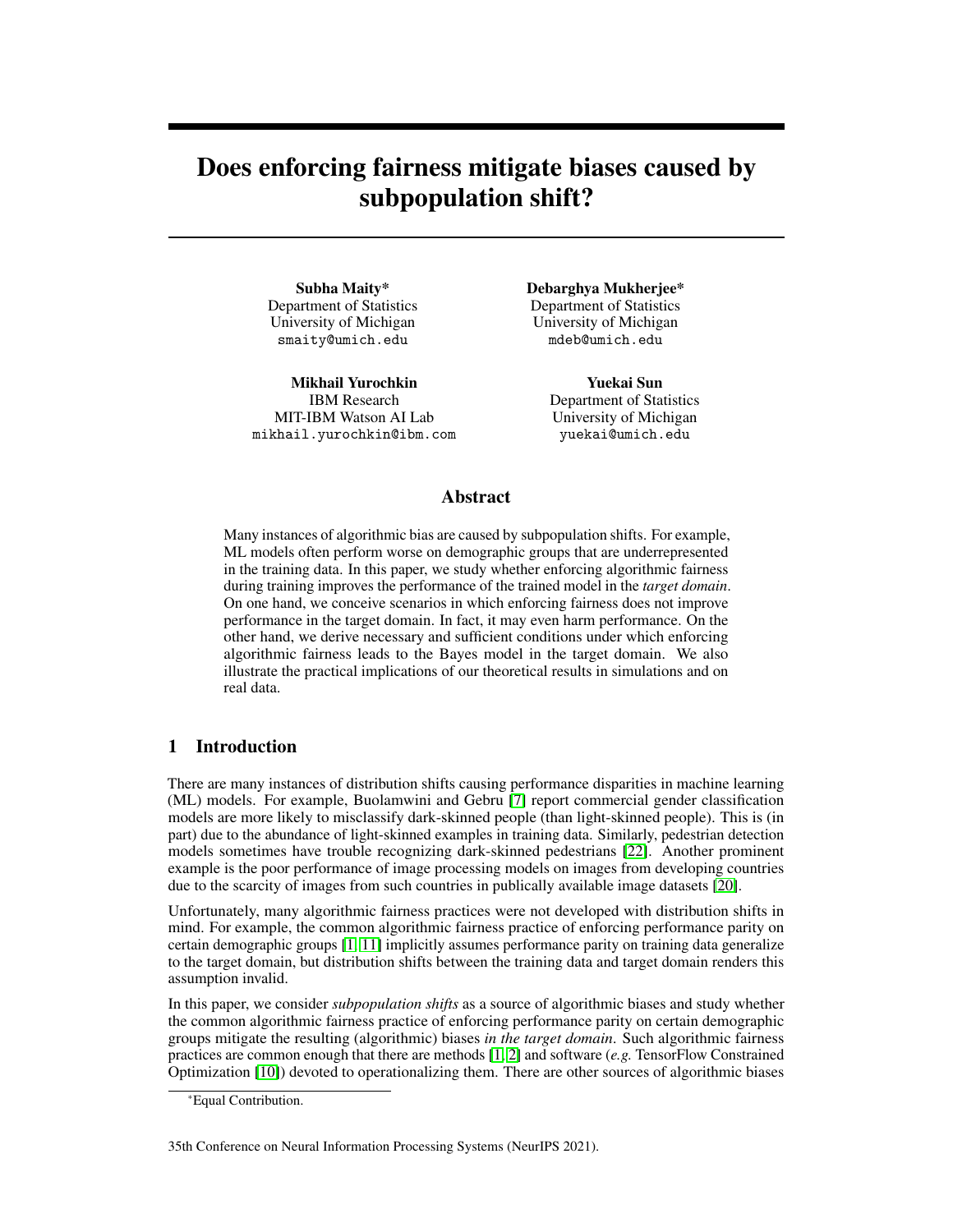# Does enforcing fairness mitigate biases caused by subpopulation shift?

**Subha Maity\***
Department of Statistics
University of Michigan
smaity@umich.edu

**Debarghya Mukherjee\***
Department of Statistics
University of Michigan
mdeb@umich.edu

**Mikhail Yurochkin**
IBM Research
MIT-IBM Watson AI Lab
mikhail.yurochkin@ibm.com

**Yuekai Sun**
Department of Statistics
University of Michigan
yuekai@umich.edu

## Abstract

Many instances of algorithmic bias are caused by subpopulation shifts. For example, ML models often perform worse on demographic groups that are underrepresented in the training data. In this paper, we study whether enforcing algorithmic fairness during training improves the performance of the trained model in the *target domain*. On one hand, we conceive scenarios in which enforcing fairness does not improve performance in the target domain. In fact, it may even harm performance. On the other hand, we derive necessary and sufficient conditions under which enforcing algorithmic fairness leads to the Bayes model in the target domain. We also illustrate the practical implications of our theoretical results in simulations and on real data.

## 1 Introduction

There are many instances of distribution shifts causing performance disparities in machine learning (ML) models. For example, Buolamwini and Gebru [7] report commercial gender classification models are more likely to misclassify dark-skinned people (than light-skinned people). This is (in part) due to the abundance of light-skinned examples in training data. Similarly, pedestrian detection models sometimes have trouble recognizing dark-skinned pedestrians [22]. Another prominent example is the poor performance of image processing models on images from developing countries due to the scarcity of images from such countries in publically available image datasets [20].

Unfortunately, many algorithmic fairness practices were not developed with distribution shifts in mind. For example, the common algorithmic fairness practice of enforcing performance parity on certain demographic groups [1, 11] implicitly assumes performance parity on training data generalize to the target domain, but distribution shifts between the training data and target domain renders this assumption invalid.

In this paper, we consider *subpopulation shifts* as a source of algorithmic biases and study whether the common algorithmic fairness practice of enforcing performance parity on certain demographic groups mitigate the resulting (algorithmic) biases *in the target domain*. Such algorithmic fairness practices are common enough that there are methods [1, 2] and software (*e.g.* TensorFlow Constrained Optimization [10]) devoted to operationalizing them. There are other sources of algorithmic biases

\*Equal Contribution.

35th Conference on Neural Information Processing Systems (NeurIPS 2021).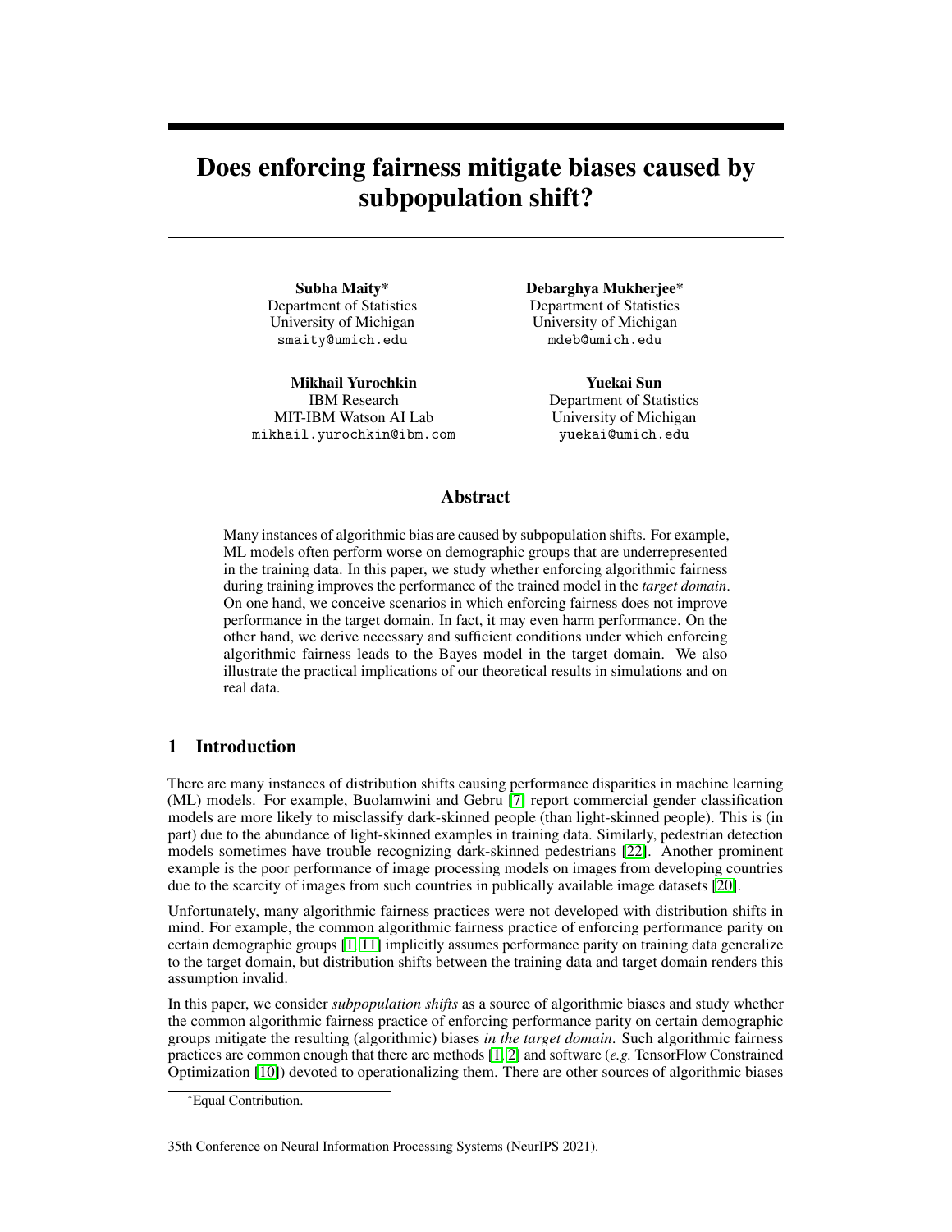# Does enforcing fairness mitigate biases caused by subpopulation shift?

**Subha Maity***
Department of Statistics
University of Michigan
smaity@umich.edu

**Debarghya Mukherjee***
Department of Statistics
University of Michigan
mdeb@umich.edu

**Mikhail Yurochkin**
IBM Research
MIT-IBM Watson AI Lab
mikhail.yurochkin@ibm.com

**Yuekai Sun**
Department of Statistics
University of Michigan
yuekai@umich.edu

## Abstract

Many instances of algorithmic bias are caused by subpopulation shifts. For example, ML models often perform worse on demographic groups that are underrepresented in the training data. In this paper, we study whether enforcing algorithmic fairness during training improves the performance of the trained model in the *target domain*. On one hand, we conceive scenarios in which enforcing fairness does not improve performance in the target domain. In fact, it may even harm performance. On the other hand, we derive necessary and sufficient conditions under which enforcing algorithmic fairness leads to the Bayes model in the target domain. We also illustrate the practical implications of our theoretical results in simulations and on real data.

## 1 Introduction

There are many instances of distribution shifts causing performance disparities in machine learning (ML) models. For example, Buolamwini and Gebru [7] report commercial gender classification models are more likely to misclassify dark-skinned people (than light-skinned people). This is (in part) due to the abundance of light-skinned examples in training data. Similarly, pedestrian detection models sometimes have trouble recognizing dark-skinned pedestrians [22]. Another prominent example is the poor performance of image processing models on images from developing countries due to the scarcity of images from such countries in publically available image datasets [20].

Unfortunately, many algorithmic fairness practices were not developed with distribution shifts in mind. For example, the common algorithmic fairness practice of enforcing performance parity on certain demographic groups [1, 11] implicitly assumes performance parity on training data generalize to the target domain, but distribution shifts between the training data and target domain renders this assumption invalid.

In this paper, we consider *subpopulation shifts* as a source of algorithmic biases and study whether the common algorithmic fairness practice of enforcing performance parity on certain demographic groups mitigate the resulting (algorithmic) biases *in the target domain*. Such algorithmic fairness practices are common enough that there are methods [1, 2] and software (*e.g.* TensorFlow Constrained Optimization [10]) devoted to operationalizing them. There are other sources of algorithmic biases

*Equal Contribution.

35th Conference on Neural Information Processing Systems (NeurIPS 2021).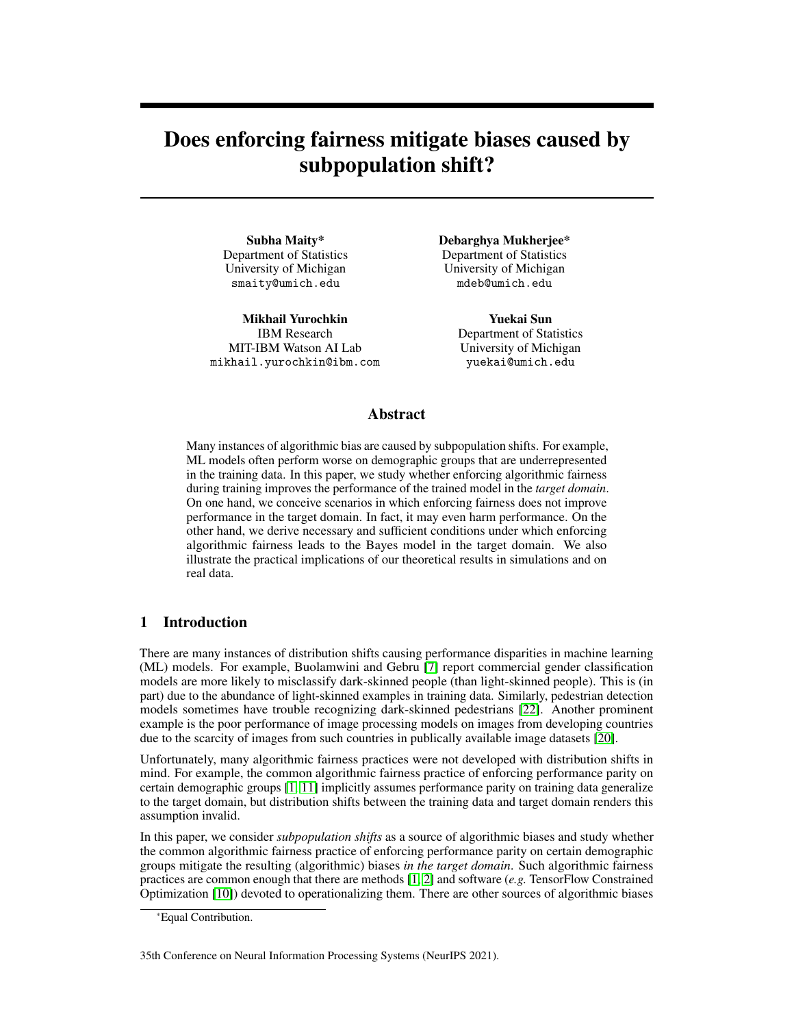# Does enforcing fairness mitigate biases caused by subpopulation shift?

**Subha Maity***
Department of Statistics
University of Michigan
smaity@umich.edu

**Debarghya Mukherjee***
Department of Statistics
University of Michigan
mdeb@umich.edu

**Mikhail Yurochkin**
IBM Research
MIT-IBM Watson AI Lab
mikhail.yurochkin@ibm.com

**Yuekai Sun**
Department of Statistics
University of Michigan
yuekai@umich.edu

## Abstract

Many instances of algorithmic bias are caused by subpopulation shifts. For example, ML models often perform worse on demographic groups that are underrepresented in the training data. In this paper, we study whether enforcing algorithmic fairness during training improves the performance of the trained model in the *target domain*. On one hand, we conceive scenarios in which enforcing fairness does not improve performance in the target domain. In fact, it may even harm performance. On the other hand, we derive necessary and sufficient conditions under which enforcing algorithmic fairness leads to the Bayes model in the target domain. We also illustrate the practical implications of our theoretical results in simulations and on real data.

## 1 Introduction

There are many instances of distribution shifts causing performance disparities in machine learning (ML) models. For example, Buolamwini and Gebru [7] report commercial gender classification models are more likely to misclassify dark-skinned people (than light-skinned people). This is (in part) due to the abundance of light-skinned examples in training data. Similarly, pedestrian detection models sometimes have trouble recognizing dark-skinned pedestrians [22]. Another prominent example is the poor performance of image processing models on images from developing countries due to the scarcity of images from such countries in publically available image datasets [20].

Unfortunately, many algorithmic fairness practices were not developed with distribution shifts in mind. For example, the common algorithmic fairness practice of enforcing performance parity on certain demographic groups [1, 11] implicitly assumes performance parity on training data generalize to the target domain, but distribution shifts between the training data and target domain renders this assumption invalid.

In this paper, we consider *subpopulation shifts* as a source of algorithmic biases and study whether the common algorithmic fairness practice of enforcing performance parity on certain demographic groups mitigate the resulting (algorithmic) biases *in the target domain*. Such algorithmic fairness practices are common enough that there are methods [1, 2] and software (*e.g.* TensorFlow Constrained Optimization [10]) devoted to operationalizing them. There are other sources of algorithmic biases

*Equal Contribution.

35th Conference on Neural Information Processing Systems (NeurIPS 2021).